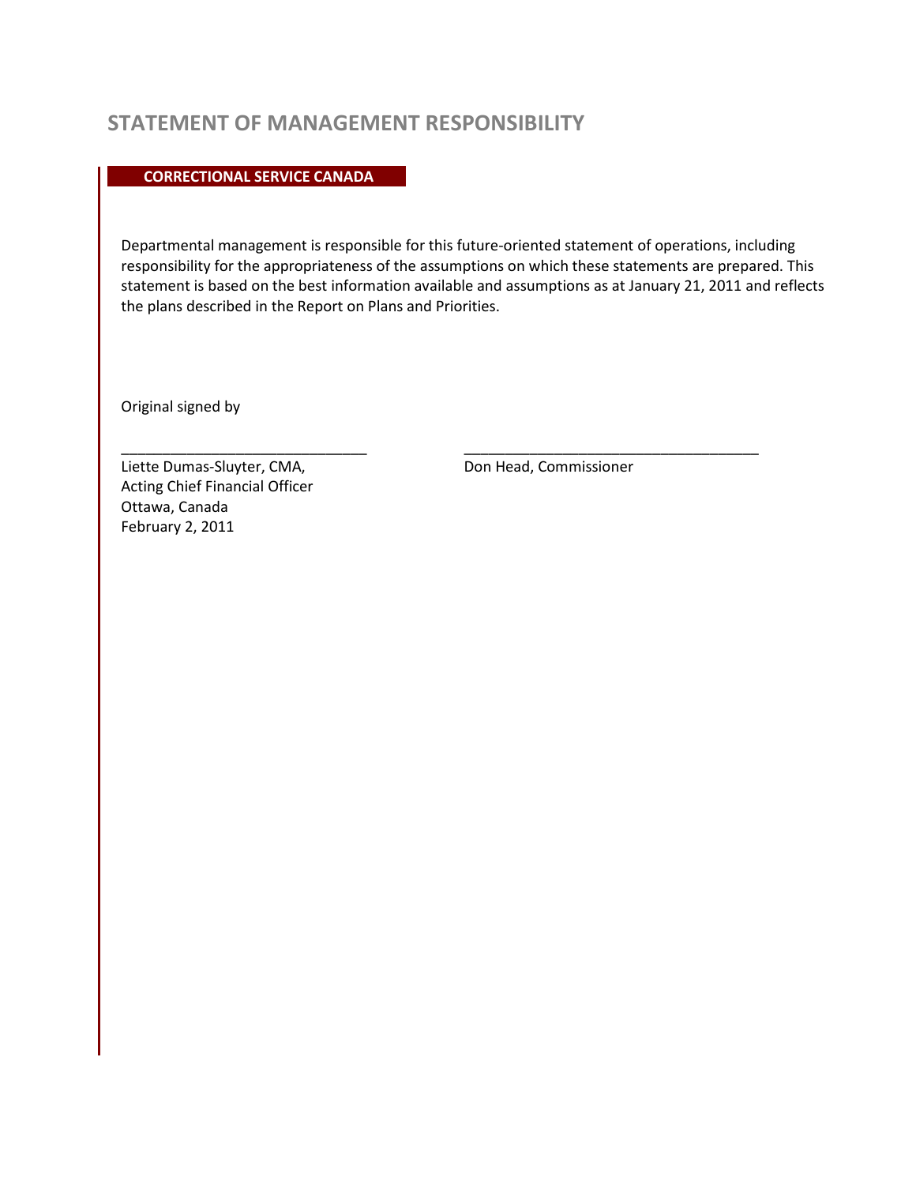# STATEMENT OF MANAGEMENT RESPONSIBILITY

**CORRECTIONAL SERVICE CANADA**

Departmental management is responsible for this future-oriented statement of operations, including responsibility for the appropriateness of the assumptions on which these statements are prepared. This statement is based on the best information available and assumptions as at January 21, 2011 and reflects the plans described in the Report on Plans and Priorities.

Original signed by

______________________________

Liette Dumas-Sluyter, CMA,
Acting Chief Financial Officer
Ottawa, Canada
February 2, 2011

______________________________

Don Head, Commissioner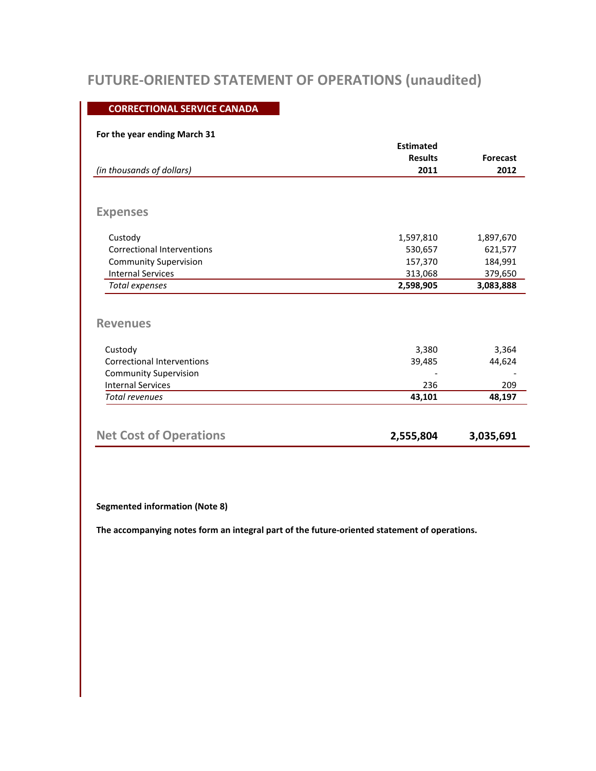# FUTURE-ORIENTED STATEMENT OF OPERATIONS (unaudited)

**CORRECTIONAL SERVICE CANADA**

**For the year ending March 31**

| *(in thousands of dollars)* | **Estimated Results 2011** | **Forecast 2012** |
|---|---|---|
| **Expenses** | | |
| Custody | 1,597,810 | 1,897,670 |
| Correctional Interventions | 530,657 | 621,577 |
| Community Supervision | 157,370 | 184,991 |
| Internal Services | 313,068 | 379,650 |
| *Total expenses* | **2,598,905** | **3,083,888** |
| **Revenues** | | |
| Custody | 3,380 | 3,364 |
| Correctional Interventions | 39,485 | 44,624 |
| Community Supervision | - | - |
| Internal Services | 236 | 209 |
| *Total revenues* | **43,101** | **48,197** |
| **Net Cost of Operations** | **2,555,804** | **3,035,691** |

**Segmented information (Note 8)**

**The accompanying notes form an integral part of the future-oriented statement of operations.**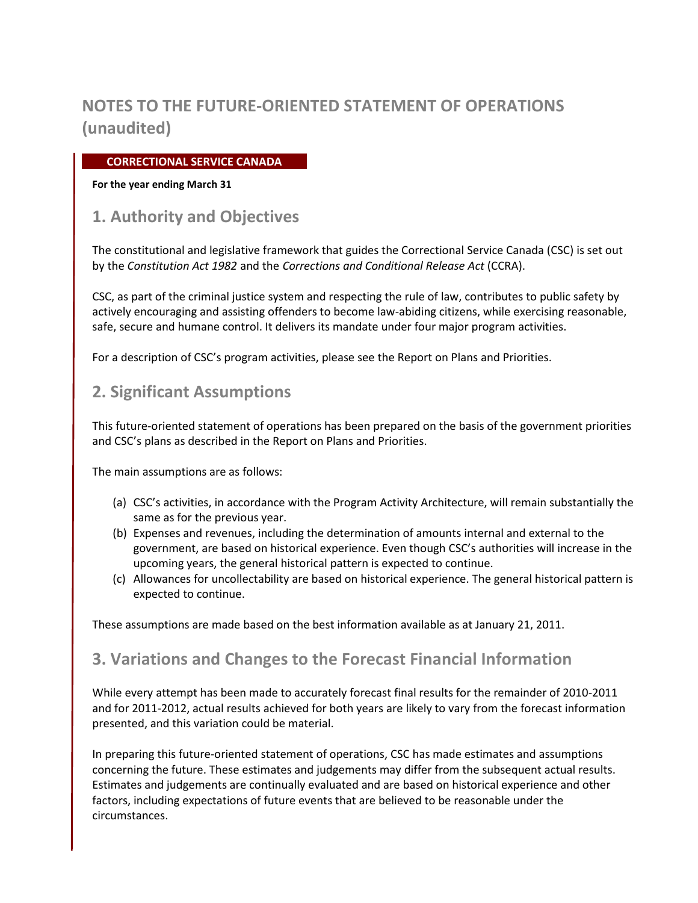# NOTES TO THE FUTURE-ORIENTED STATEMENT OF OPERATIONS (unaudited)

**CORRECTIONAL SERVICE CANADA**

**For the year ending March 31**

## 1. Authority and Objectives

The constitutional and legislative framework that guides the Correctional Service Canada (CSC) is set out by the *Constitution Act 1982* and the *Corrections and Conditional Release Act* (CCRA).

CSC, as part of the criminal justice system and respecting the rule of law, contributes to public safety by actively encouraging and assisting offenders to become law-abiding citizens, while exercising reasonable, safe, secure and humane control. It delivers its mandate under four major program activities.

For a description of CSC's program activities, please see the Report on Plans and Priorities.

## 2. Significant Assumptions

This future-oriented statement of operations has been prepared on the basis of the government priorities and CSC's plans as described in the Report on Plans and Priorities.

The main assumptions are as follows:

(a) CSC's activities, in accordance with the Program Activity Architecture, will remain substantially the same as for the previous year.
(b) Expenses and revenues, including the determination of amounts internal and external to the government, are based on historical experience. Even though CSC's authorities will increase in the upcoming years, the general historical pattern is expected to continue.
(c) Allowances for uncollectability are based on historical experience. The general historical pattern is expected to continue.

These assumptions are made based on the best information available as at January 21, 2011.

## 3. Variations and Changes to the Forecast Financial Information

While every attempt has been made to accurately forecast final results for the remainder of 2010-2011 and for 2011-2012, actual results achieved for both years are likely to vary from the forecast information presented, and this variation could be material.

In preparing this future-oriented statement of operations, CSC has made estimates and assumptions concerning the future. These estimates and judgements may differ from the subsequent actual results. Estimates and judgements are continually evaluated and are based on historical experience and other factors, including expectations of future events that are believed to be reasonable under the circumstances.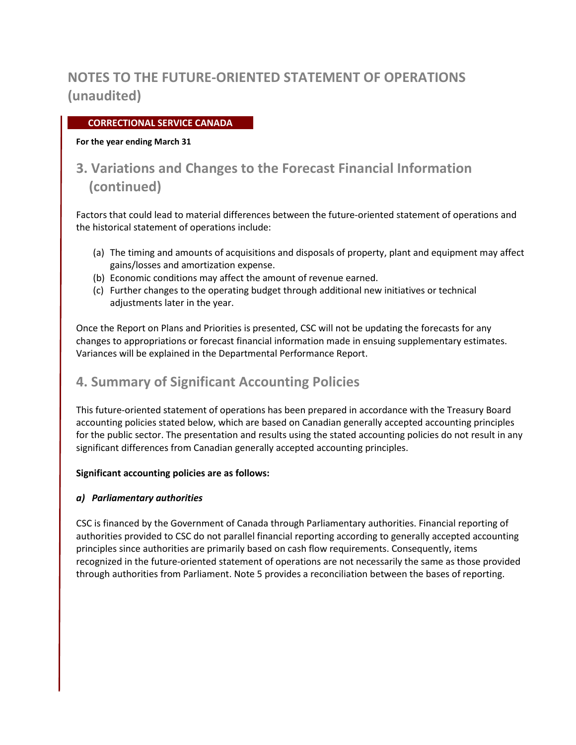# NOTES TO THE FUTURE-ORIENTED STATEMENT OF OPERATIONS (unaudited)

**CORRECTIONAL SERVICE CANADA**

**For the year ending March 31**

## 3. Variations and Changes to the Forecast Financial Information (continued)

Factors that could lead to material differences between the future-oriented statement of operations and the historical statement of operations include:

(a) The timing and amounts of acquisitions and disposals of property, plant and equipment may affect gains/losses and amortization expense.
(b) Economic conditions may affect the amount of revenue earned.
(c) Further changes to the operating budget through additional new initiatives or technical adjustments later in the year.

Once the Report on Plans and Priorities is presented, CSC will not be updating the forecasts for any changes to appropriations or forecast financial information made in ensuing supplementary estimates. Variances will be explained in the Departmental Performance Report.

## 4. Summary of Significant Accounting Policies

This future-oriented statement of operations has been prepared in accordance with the Treasury Board accounting policies stated below, which are based on Canadian generally accepted accounting principles for the public sector. The presentation and results using the stated accounting policies do not result in any significant differences from Canadian generally accepted accounting principles.

**Significant accounting policies are as follows:**

***a) Parliamentary authorities***

CSC is financed by the Government of Canada through Parliamentary authorities. Financial reporting of authorities provided to CSC do not parallel financial reporting according to generally accepted accounting principles since authorities are primarily based on cash flow requirements. Consequently, items recognized in the future-oriented statement of operations are not necessarily the same as those provided through authorities from Parliament. Note 5 provides a reconciliation between the bases of reporting.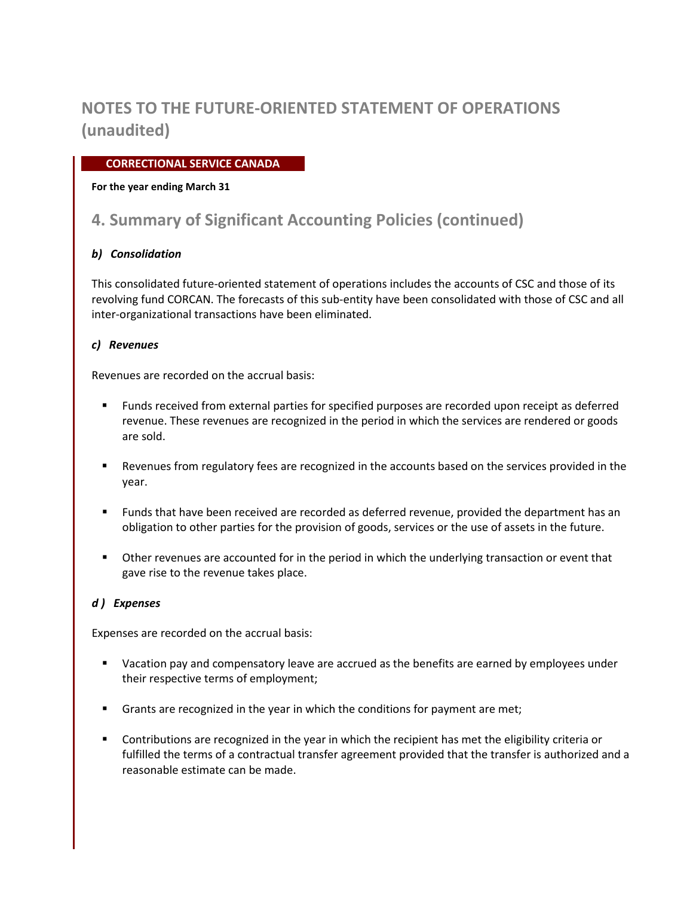# NOTES TO THE FUTURE-ORIENTED STATEMENT OF OPERATIONS (unaudited)

**CORRECTIONAL SERVICE CANADA**

**For the year ending March 31**

## 4. Summary of Significant Accounting Policies (continued)

### *b) Consolidation*

This consolidated future-oriented statement of operations includes the accounts of CSC and those of its revolving fund CORCAN. The forecasts of this sub-entity have been consolidated with those of CSC and all inter-organizational transactions have been eliminated.

### *c) Revenues*

Revenues are recorded on the accrual basis:

- Funds received from external parties for specified purposes are recorded upon receipt as deferred revenue. These revenues are recognized in the period in which the services are rendered or goods are sold.
- Revenues from regulatory fees are recognized in the accounts based on the services provided in the year.
- Funds that have been received are recorded as deferred revenue, provided the department has an obligation to other parties for the provision of goods, services or the use of assets in the future.
- Other revenues are accounted for in the period in which the underlying transaction or event that gave rise to the revenue takes place.

### *d ) Expenses*

Expenses are recorded on the accrual basis:

- Vacation pay and compensatory leave are accrued as the benefits are earned by employees under their respective terms of employment;
- Grants are recognized in the year in which the conditions for payment are met;
- Contributions are recognized in the year in which the recipient has met the eligibility criteria or fulfilled the terms of a contractual transfer agreement provided that the transfer is authorized and a reasonable estimate can be made.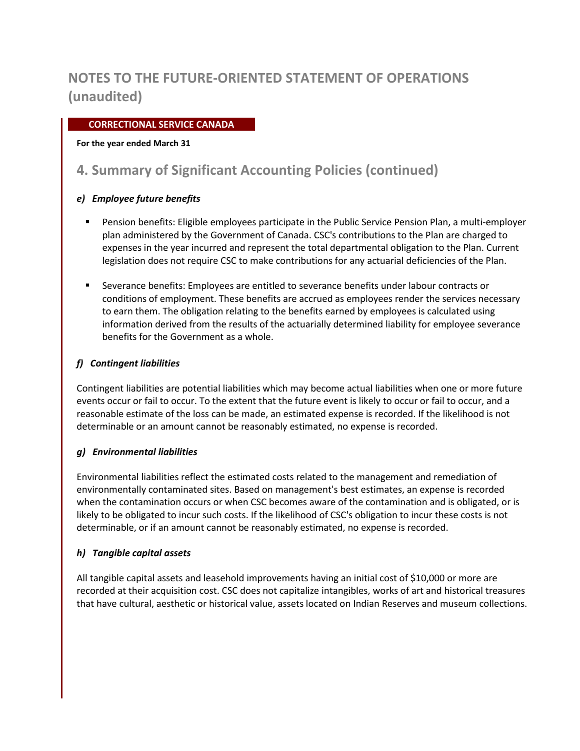# NOTES TO THE FUTURE-ORIENTED STATEMENT OF OPERATIONS (unaudited)

**CORRECTIONAL SERVICE CANADA**

**For the year ended March 31**

## 4. Summary of Significant Accounting Policies (continued)

### *e) Employee future benefits*

- Pension benefits: Eligible employees participate in the Public Service Pension Plan, a multi-employer plan administered by the Government of Canada. CSC's contributions to the Plan are charged to expenses in the year incurred and represent the total departmental obligation to the Plan. Current legislation does not require CSC to make contributions for any actuarial deficiencies of the Plan.

- Severance benefits: Employees are entitled to severance benefits under labour contracts or conditions of employment. These benefits are accrued as employees render the services necessary to earn them. The obligation relating to the benefits earned by employees is calculated using information derived from the results of the actuarially determined liability for employee severance benefits for the Government as a whole.

### *f) Contingent liabilities*

Contingent liabilities are potential liabilities which may become actual liabilities when one or more future events occur or fail to occur. To the extent that the future event is likely to occur or fail to occur, and a reasonable estimate of the loss can be made, an estimated expense is recorded. If the likelihood is not determinable or an amount cannot be reasonably estimated, no expense is recorded.

### *g) Environmental liabilities*

Environmental liabilities reflect the estimated costs related to the management and remediation of environmentally contaminated sites. Based on management's best estimates, an expense is recorded when the contamination occurs or when CSC becomes aware of the contamination and is obligated, or is likely to be obligated to incur such costs. If the likelihood of CSC's obligation to incur these costs is not determinable, or if an amount cannot be reasonably estimated, no expense is recorded.

### *h) Tangible capital assets*

All tangible capital assets and leasehold improvements having an initial cost of $10,000 or more are recorded at their acquisition cost. CSC does not capitalize intangibles, works of art and historical treasures that have cultural, aesthetic or historical value, assets located on Indian Reserves and museum collections.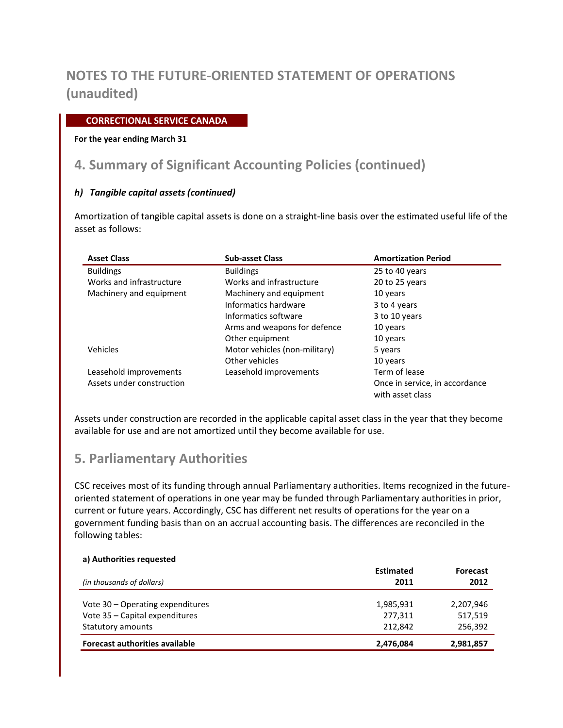# NOTES TO THE FUTURE-ORIENTED STATEMENT OF OPERATIONS (unaudited)

**CORRECTIONAL SERVICE CANADA**

**For the year ending March 31**

## 4. Summary of Significant Accounting Policies (continued)

### *h) Tangible capital assets (continued)*

Amortization of tangible capital assets is done on a straight-line basis over the estimated useful life of the asset as follows:

| Asset Class | Sub-asset Class | Amortization Period |
|---|---|---|
| Buildings | Buildings | 25 to 40 years |
| Works and infrastructure | Works and infrastructure | 20 to 25 years |
| Machinery and equipment | Machinery and equipment | 10 years |
| | Informatics hardware | 3 to 4 years |
| | Informatics software | 3 to 10 years |
| | Arms and weapons for defence | 10 years |
| | Other equipment | 10 years |
| Vehicles | Motor vehicles (non-military) | 5 years |
| | Other vehicles | 10 years |
| Leasehold improvements | Leasehold improvements | Term of lease |
| Assets under construction | | Once in service, in accordance with asset class |

Assets under construction are recorded in the applicable capital asset class in the year that they become available for use and are not amortized until they become available for use.

## 5. Parliamentary Authorities

CSC receives most of its funding through annual Parliamentary authorities. Items recognized in the future-oriented statement of operations in one year may be funded through Parliamentary authorities in prior, current or future years. Accordingly, CSC has different net results of operations for the year on a government funding basis than on an accrual accounting basis. The differences are reconciled in the following tables:

**a) Authorities requested**

| *(in thousands of dollars)* | **Estimated 2011** | **Forecast 2012** |
|---|---|---|
| Vote 30 – Operating expenditures | 1,985,931 | 2,207,946 |
| Vote 35 – Capital expenditures | 277,311 | 517,519 |
| Statutory amounts | 212,842 | 256,392 |
| **Forecast authorities available** | **2,476,084** | **2,981,857** |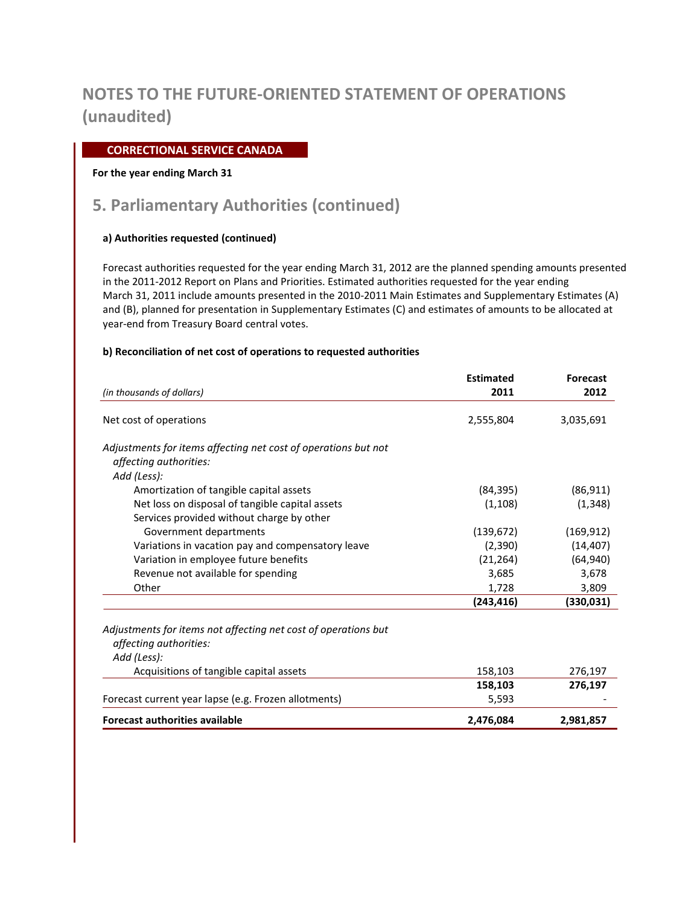# NOTES TO THE FUTURE-ORIENTED STATEMENT OF OPERATIONS (unaudited)

**CORRECTIONAL SERVICE CANADA**

**For the year ending March 31**

## 5. Parliamentary Authorities (continued)

**a) Authorities requested (continued)**

Forecast authorities requested for the year ending March 31, 2012 are the planned spending amounts presented in the 2011-2012 Report on Plans and Priorities. Estimated authorities requested for the year ending March 31, 2011 include amounts presented in the 2010-2011 Main Estimates and Supplementary Estimates (A) and (B), planned for presentation in Supplementary Estimates (C) and estimates of amounts to be allocated at year-end from Treasury Board central votes.

**b) Reconciliation of net cost of operations to requested authorities**

| *(in thousands of dollars)* | **Estimated 2011** | **Forecast 2012** |
|---|---|---|
| Net cost of operations | 2,555,804 | 3,035,691 |
| *Adjustments for items affecting net cost of operations but not affecting authorities:* | | |
| *Add (Less):* | | |
| Amortization of tangible capital assets | (84,395) | (86,911) |
| Net loss on disposal of tangible capital assets | (1,108) | (1,348) |
| Services provided without charge by other Government departments | (139,672) | (169,912) |
| Variations in vacation pay and compensatory leave | (2,390) | (14,407) |
| Variation in employee future benefits | (21,264) | (64,940) |
| Revenue not available for spending | 3,685 | 3,678 |
| Other | 1,728 | 3,809 |
| | **(243,416)** | **(330,031)** |
| *Adjustments for items not affecting net cost of operations but affecting authorities:* | | |
| *Add (Less):* | | |
| Acquisitions of tangible capital assets | 158,103 | 276,197 |
| | **158,103** | **276,197** |
| Forecast current year lapse (e.g. Frozen allotments) | 5,593 | - |
| **Forecast authorities available** | **2,476,084** | **2,981,857** |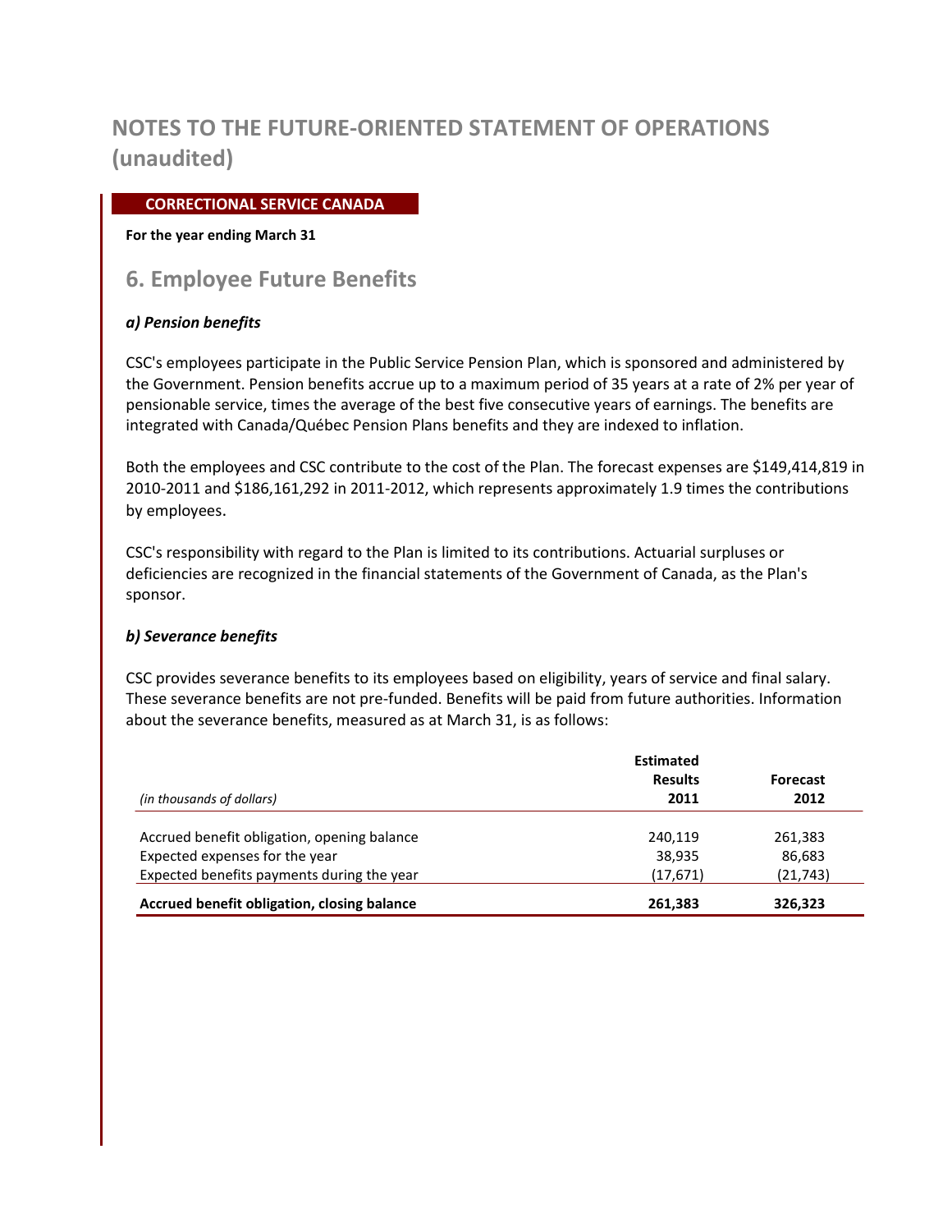# NOTES TO THE FUTURE-ORIENTED STATEMENT OF OPERATIONS (unaudited)

**CORRECTIONAL SERVICE CANADA**

**For the year ending March 31**

## 6. Employee Future Benefits

### *a) Pension benefits*

CSC's employees participate in the Public Service Pension Plan, which is sponsored and administered by the Government. Pension benefits accrue up to a maximum period of 35 years at a rate of 2% per year of pensionable service, times the average of the best five consecutive years of earnings. The benefits are integrated with Canada/Québec Pension Plans benefits and they are indexed to inflation.

Both the employees and CSC contribute to the cost of the Plan. The forecast expenses are $149,414,819 in 2010-2011 and $186,161,292 in 2011-2012, which represents approximately 1.9 times the contributions by employees.

CSC's responsibility with regard to the Plan is limited to its contributions. Actuarial surpluses or deficiencies are recognized in the financial statements of the Government of Canada, as the Plan's sponsor.

### *b) Severance benefits*

CSC provides severance benefits to its employees based on eligibility, years of service and final salary. These severance benefits are not pre-funded. Benefits will be paid from future authorities. Information about the severance benefits, measured as at March 31, is as follows:

| *(in thousands of dollars)* | **Estimated Results 2011** | **Forecast 2012** |
|---|---|---|
| Accrued benefit obligation, opening balance | 240,119 | 261,383 |
| Expected expenses for the year | 38,935 | 86,683 |
| Expected benefits payments during the year | (17,671) | (21,743) |
| **Accrued benefit obligation, closing balance** | **261,383** | **326,323** |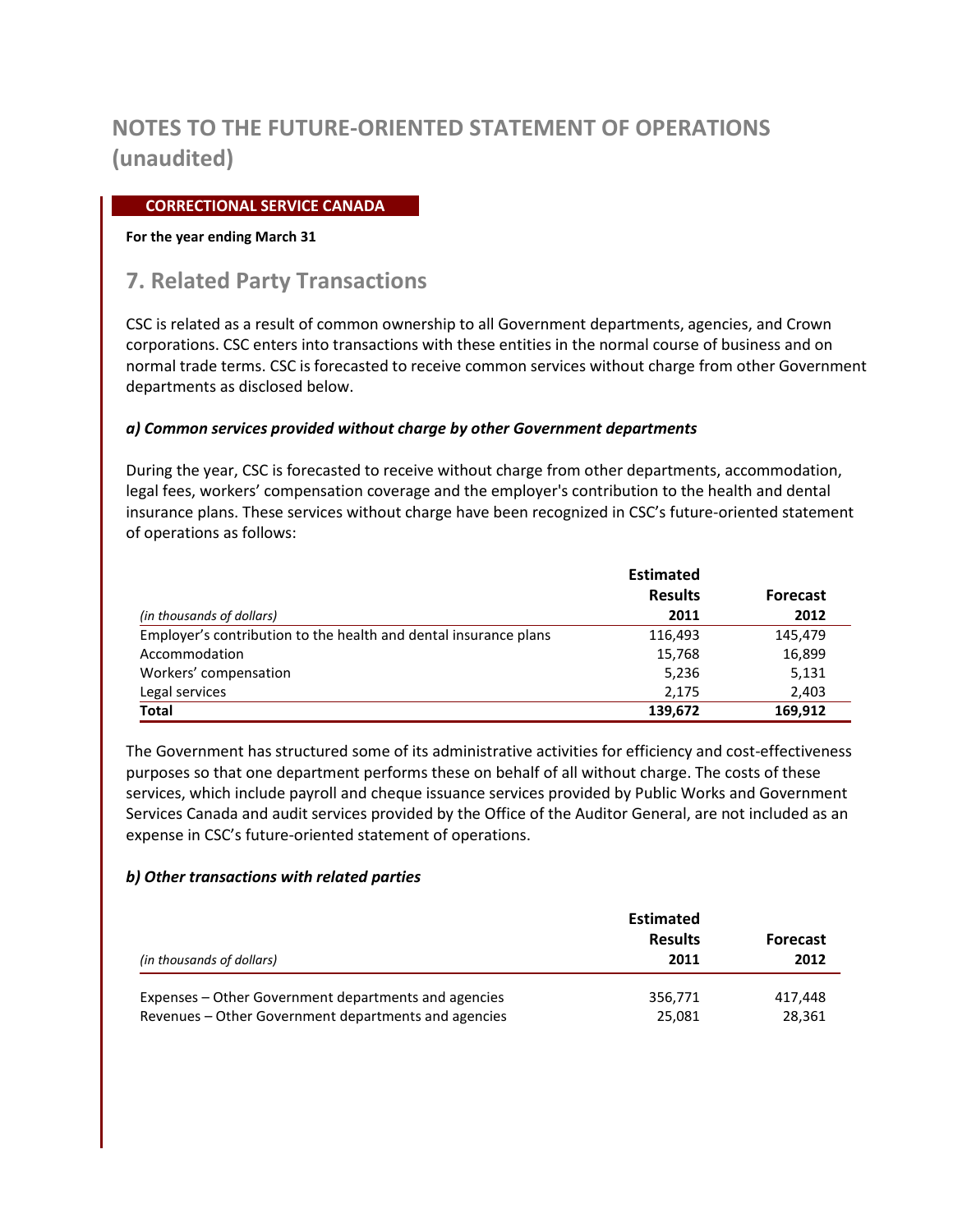# NOTES TO THE FUTURE-ORIENTED STATEMENT OF OPERATIONS (unaudited)

**CORRECTIONAL SERVICE CANADA**

**For the year ending March 31**

## 7. Related Party Transactions

CSC is related as a result of common ownership to all Government departments, agencies, and Crown corporations. CSC enters into transactions with these entities in the normal course of business and on normal trade terms. CSC is forecasted to receive common services without charge from other Government departments as disclosed below.

### *a) Common services provided without charge by other Government departments*

During the year, CSC is forecasted to receive without charge from other departments, accommodation, legal fees, workers' compensation coverage and the employer's contribution to the health and dental insurance plans. These services without charge have been recognized in CSC's future-oriented statement of operations as follows:

| *(in thousands of dollars)* | Estimated Results 2011 | Forecast 2012 |
|---|---|---|
| Employer's contribution to the health and dental insurance plans | 116,493 | 145,479 |
| Accommodation | 15,768 | 16,899 |
| Workers' compensation | 5,236 | 5,131 |
| Legal services | 2,175 | 2,403 |
| **Total** | **139,672** | **169,912** |

The Government has structured some of its administrative activities for efficiency and cost-effectiveness purposes so that one department performs these on behalf of all without charge. The costs of these services, which include payroll and cheque issuance services provided by Public Works and Government Services Canada and audit services provided by the Office of the Auditor General, are not included as an expense in CSC's future-oriented statement of operations.

### *b) Other transactions with related parties*

| *(in thousands of dollars)* | Estimated Results 2011 | Forecast 2012 |
|---|---|---|
| Expenses – Other Government departments and agencies | 356,771 | 417,448 |
| Revenues – Other Government departments and agencies | 25,081 | 28,361 |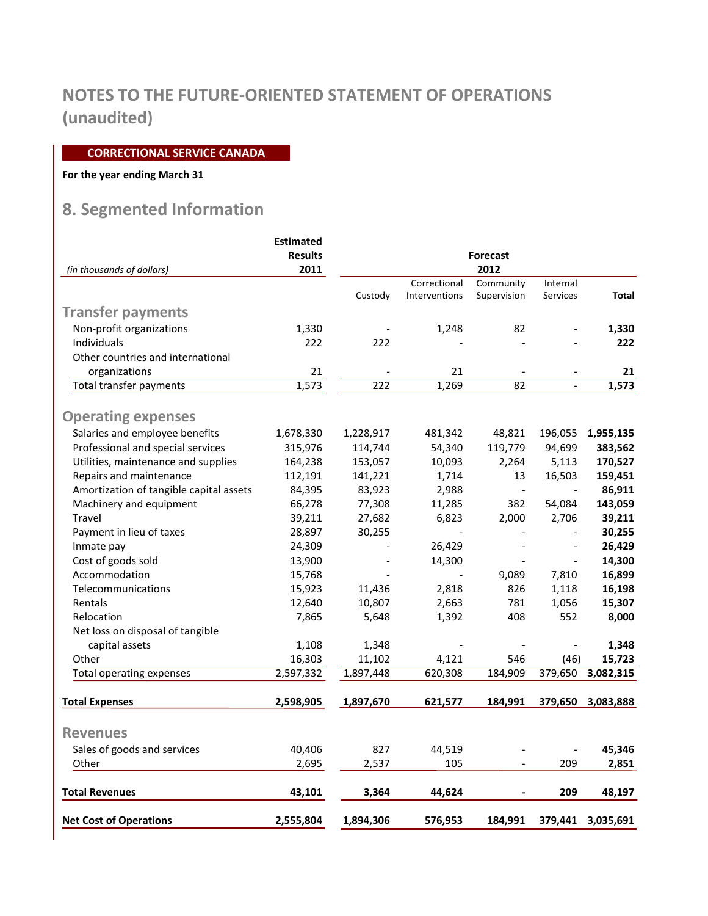# NOTES TO THE FUTURE-ORIENTED STATEMENT OF OPERATIONS (unaudited)

**CORRECTIONAL SERVICE CANADA**

**For the year ending March 31**

## 8. Segmented Information

| *(in thousands of dollars)* | Estimated Results 2011 | Forecast 2012 | | | | |
|---|---|---|---|---|---|---|
| | | Custody | Correctional Interventions | Community Supervision | Internal Services | **Total** |
| **Transfer payments** | | | | | | |
| Non-profit organizations | 1,330 | - | 1,248 | 82 | - | **1,330** |
| Individuals | 222 | 222 | - | - | - | **222** |
| Other countries and international organizations | 21 | - | 21 | - | - | **21** |
| Total transfer payments | 1,573 | 222 | 1,269 | 82 | - | **1,573** |
| **Operating expenses** | | | | | | |
| Salaries and employee benefits | 1,678,330 | 1,228,917 | 481,342 | 48,821 | 196,055 | **1,955,135** |
| Professional and special services | 315,976 | 114,744 | 54,340 | 119,779 | 94,699 | **383,562** |
| Utilities, maintenance and supplies | 164,238 | 153,057 | 10,093 | 2,264 | 5,113 | **170,527** |
| Repairs and maintenance | 112,191 | 141,221 | 1,714 | 13 | 16,503 | **159,451** |
| Amortization of tangible capital assets | 84,395 | 83,923 | 2,988 | - | - | **86,911** |
| Machinery and equipment | 66,278 | 77,308 | 11,285 | 382 | 54,084 | **143,059** |
| Travel | 39,211 | 27,682 | 6,823 | 2,000 | 2,706 | **39,211** |
| Payment in lieu of taxes | 28,897 | 30,255 | - | - | - | **30,255** |
| Inmate pay | 24,309 | - | 26,429 | - | - | **26,429** |
| Cost of goods sold | 13,900 | - | 14,300 | - | - | **14,300** |
| Accommodation | 15,768 | - | - | 9,089 | 7,810 | **16,899** |
| Telecommunications | 15,923 | 11,436 | 2,818 | 826 | 1,118 | **16,198** |
| Rentals | 12,640 | 10,807 | 2,663 | 781 | 1,056 | **15,307** |
| Relocation | 7,865 | 5,648 | 1,392 | 408 | 552 | **8,000** |
| Net loss on disposal of tangible capital assets | 1,108 | 1,348 | - | - | - | **1,348** |
| Other | 16,303 | 11,102 | 4,121 | 546 | (46) | **15,723** |
| Total operating expenses | 2,597,332 | 1,897,448 | 620,308 | 184,909 | 379,650 | **3,082,315** |
| **Total Expenses** | **2,598,905** | **1,897,670** | **621,577** | **184,991** | **379,650** | **3,083,888** |
| **Revenues** | | | | | | |
| Sales of goods and services | 40,406 | 827 | 44,519 | - | - | **45,346** |
| Other | 2,695 | 2,537 | 105 | - | 209 | **2,851** |
| **Total Revenues** | **43,101** | **3,364** | **44,624** | **-** | **209** | **48,197** |
| **Net Cost of Operations** | **2,555,804** | **1,894,306** | **576,953** | **184,991** | **379,441** | **3,035,691** |